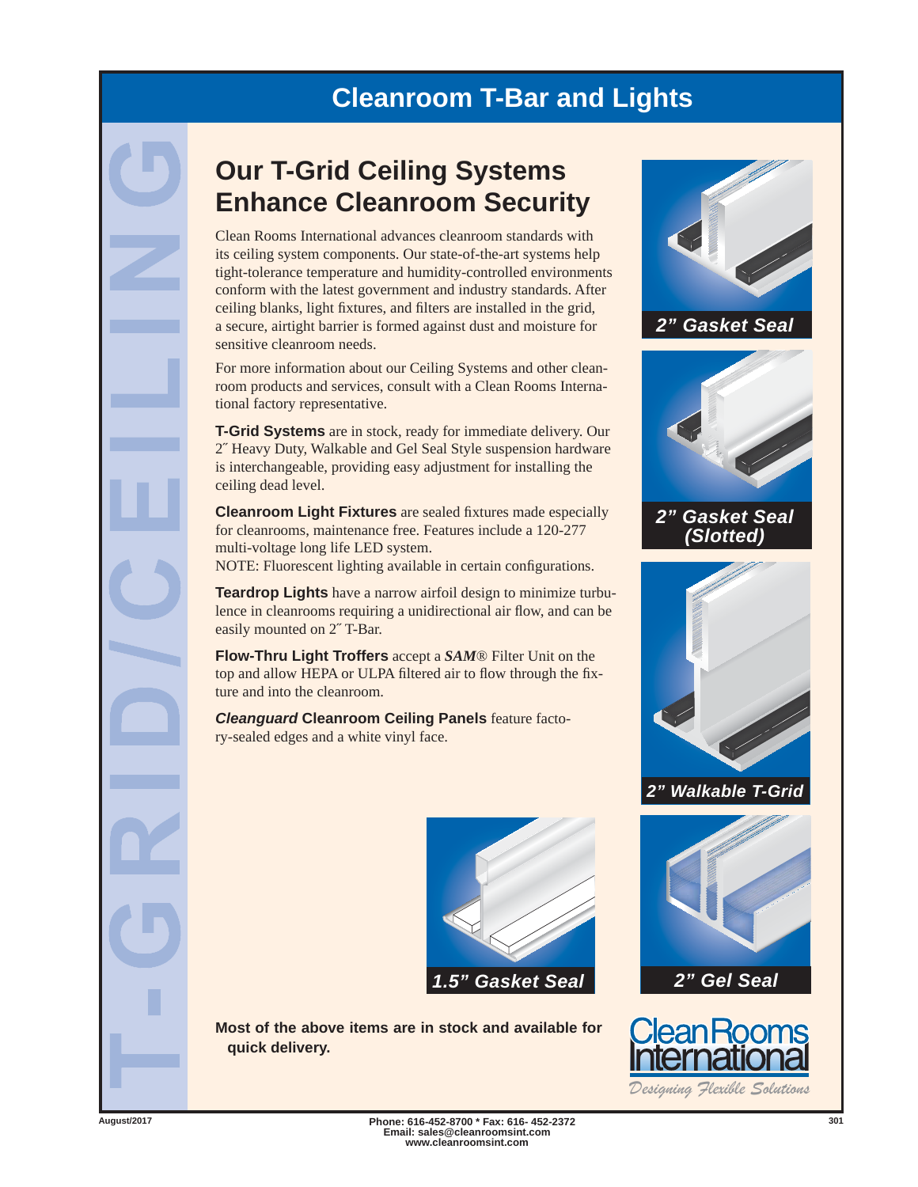# Cleanroom T-Bar and Lights

T-GRID/CEILING

## Our T-Grid Ceiling Systems Enhance Cleanroom Security

Clean Rooms International advances cleanroom standards with its ceiling system components. Our state-of-the-art systems help tight-tolerance temperature and humidity-controlled environments conform with the latest government and industry standards. After ceiling blanks, light fixtures, and filters are installed in the grid, a secure, airtight barrier is formed against dust and moisture for sensitive cleanroom needs.

For more information about our Ceiling Systems and other cleanroom products and services, consult with a Clean Rooms International factory representative.

**T-Grid Systems** are in stock, ready for immediate delivery. Our 2″ Heavy Duty, Walkable and Gel Seal Style suspension hardware is interchangeable, providing easy adjustment for installing the ceiling dead level.

**Cleanroom Light Fixtures** are sealed fixtures made especially for cleanrooms, maintenance free. Features include a 120-277 multi-voltage long life LED system.
NOTE: Fluorescent lighting available in certain configurations.

**Teardrop Lights** have a narrow airfoil design to minimize turbulence in cleanrooms requiring a unidirectional air flow, and can be easily mounted on 2″ T-Bar.

**Flow-Thru Light Troffers** accept a ***SAM***® Filter Unit on the top and allow HEPA or ULPA filtered air to flow through the fixture and into the cleanroom.

***Cleanguard* Cleanroom Ceiling Panels** feature factory-sealed edges and a white vinyl face.

*2" Gasket Seal*

*2" Gasket Seal (Slotted)*

*2" Walkable T-Grid*

*1.5" Gasket Seal*

*2" Gel Seal*

**Most of the above items are in stock and available for quick delivery.**

Clean Rooms International
*Designing Flexible Solutions*

August/2017

Phone: 616-452-8700 * Fax: 616- 452-2372
Email: sales@cleanroomsint.com
www.cleanroomsint.com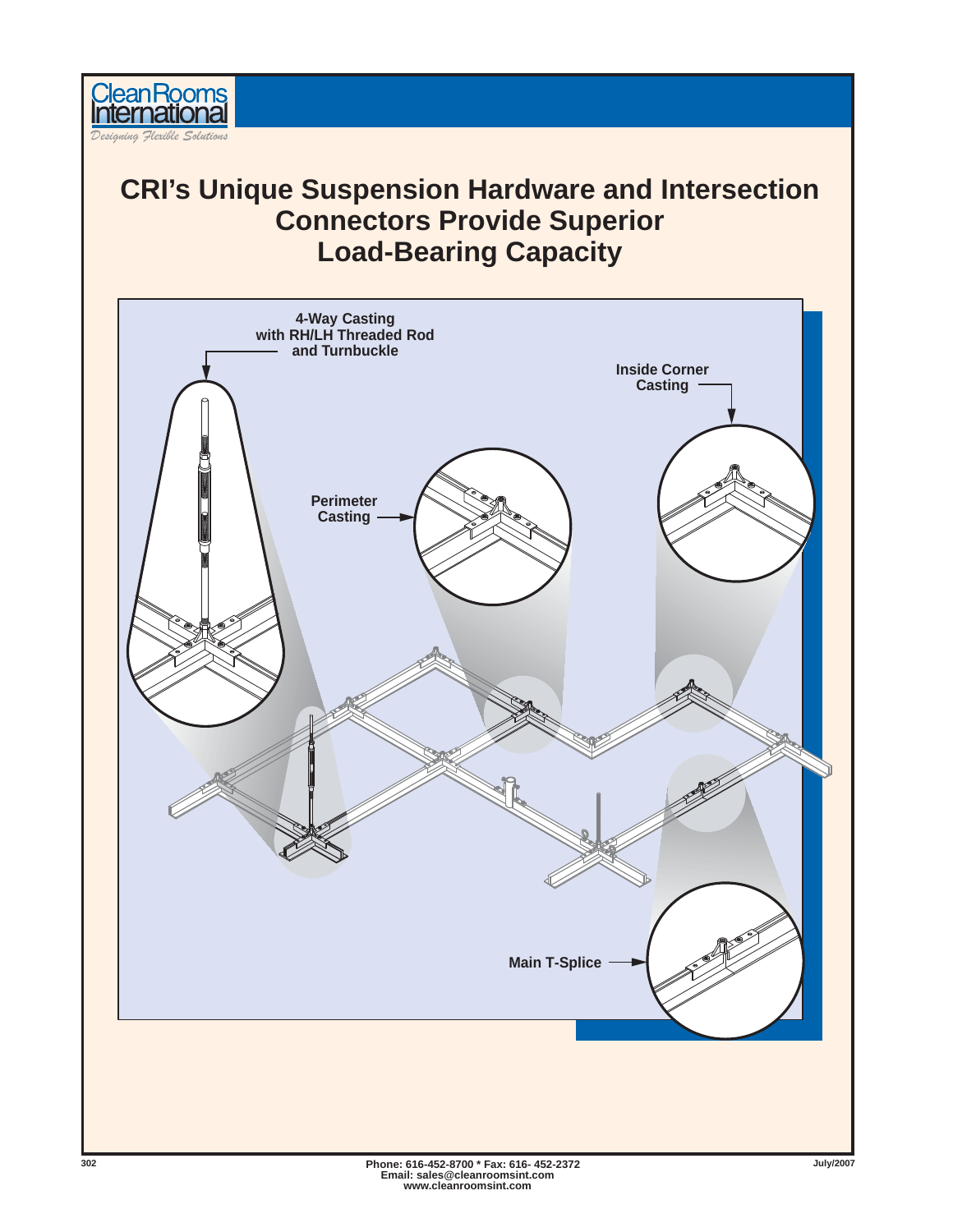Clean Rooms International

*Designing Flexible Solutions*

# CRI's Unique Suspension Hardware and Intersection Connectors Provide Superior Load-Bearing Capacity

4-Way Casting with RH/LH Threaded Rod and Turnbuckle

Inside Corner Casting

Perimeter Casting

Main T-Splice

Phone: 616-452-8700 * Fax: 616- 452-2372
Email: sales@cleanroomsint.com
www.cleanroomsint.com

July/2007